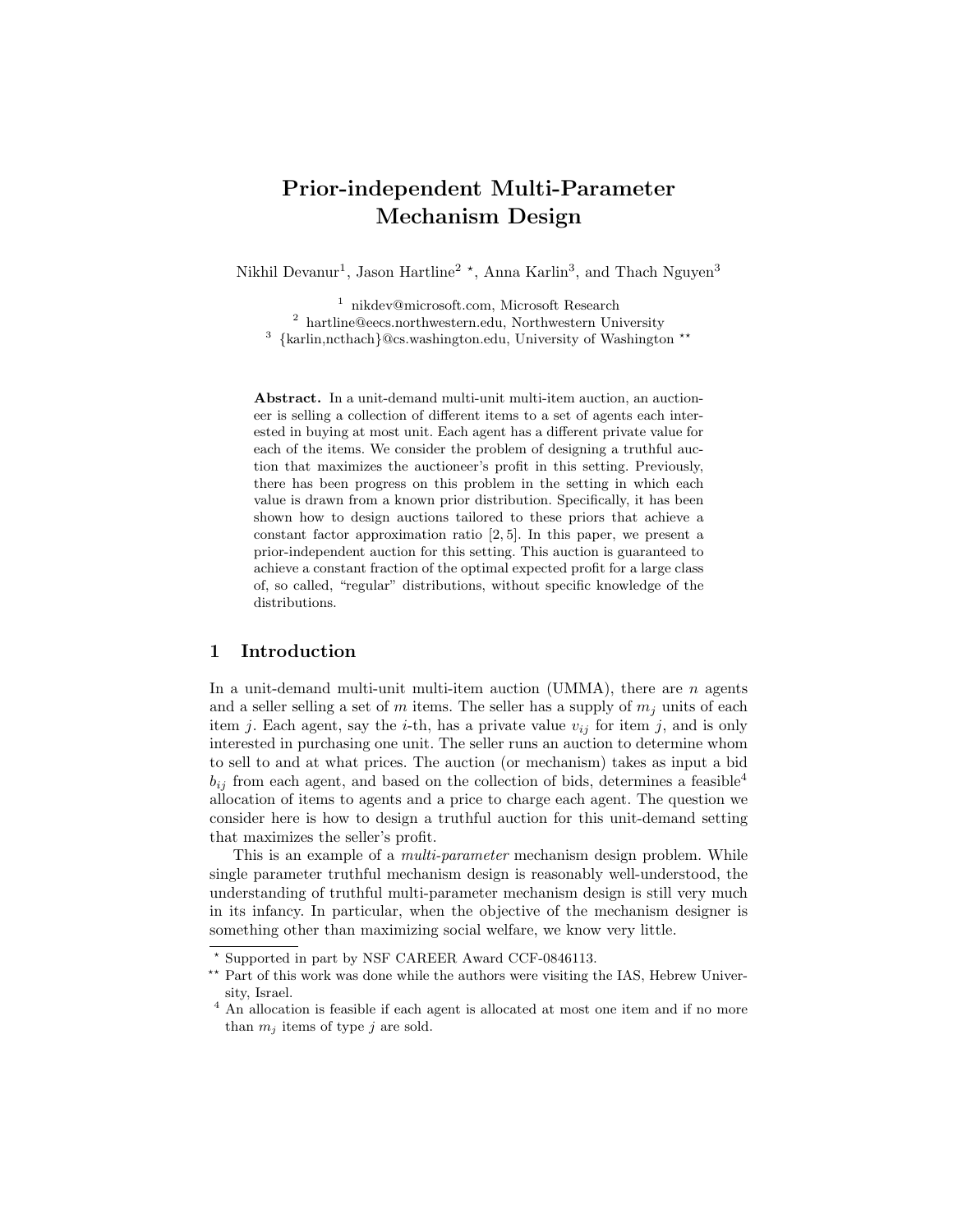# Prior-independent Multi-Parameter Mechanism Design

Nikhil Devanur[1], Jason Hartline[2] ⋆, Anna Karlin[3], and Thach Nguyen[3]

[1] nikdev@microsoft.com, Microsoft Research
[2] hartline@eecs.northwestern.edu, Northwestern University
[3] {karlin,ncthach}@cs.washington.edu, University of Washington ⋆⋆

**Abstract.** In a unit-demand multi-unit multi-item auction, an auctioneer is selling a collection of different items to a set of agents each interested in buying at most unit. Each agent has a different private value for each of the items. We consider the problem of designing a truthful auction that maximizes the auctioneer's profit in this setting. Previously, there has been progress on this problem in the setting in which each value is drawn from a known prior distribution. Specifically, it has been shown how to design auctions tailored to these priors that achieve a constant factor approximation ratio [2, 5]. In this paper, we present a prior-independent auction for this setting. This auction is guaranteed to achieve a constant fraction of the optimal expected profit for a large class of, so called, "regular" distributions, without specific knowledge of the distributions.

## 1 Introduction

In a unit-demand multi-unit multi-item auction (UMMA), there are $n$ agents and a seller selling a set of $m$ items. The seller has a supply of $m_j$ units of each item $j$. Each agent, say the $i$-th, has a private value $v_{ij}$ for item $j$, and is only interested in purchasing one unit. The seller runs an auction to determine whom to sell to and at what prices. The auction (or mechanism) takes as input a bid $b_{ij}$ from each agent, and based on the collection of bids, determines a feasible[4] allocation of items to agents and a price to charge each agent. The question we consider here is how to design a truthful auction for this unit-demand setting that maximizes the seller's profit.

This is an example of a *multi-parameter* mechanism design problem. While single parameter truthful mechanism design is reasonably well-understood, the understanding of truthful multi-parameter mechanism design is still very much in its infancy. In particular, when the objective of the mechanism designer is something other than maximizing social welfare, we know very little.

⋆ Supported in part by NSF CAREER Award CCF-0846113.

⋆⋆ Part of this work was done while the authors were visiting the IAS, Hebrew University, Israel.

[4] An allocation is feasible if each agent is allocated at most one item and if no more than $m_j$ items of type $j$ are sold.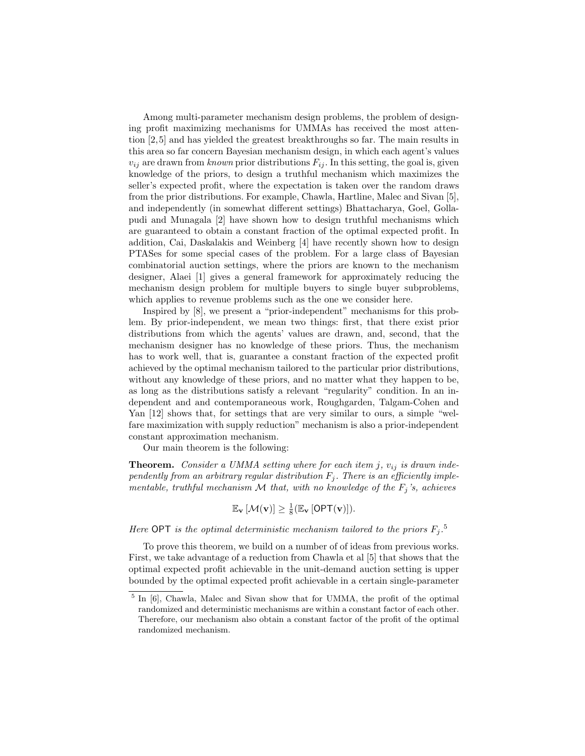Among multi-parameter mechanism design problems, the problem of designing profit maximizing mechanisms for UMMAs has received the most attention [2,5] and has yielded the greatest breakthroughs so far. The main results in this area so far concern Bayesian mechanism design, in which each agent's values $v_{ij}$ are drawn from *known* prior distributions $F_{ij}$. In this setting, the goal is, given knowledge of the priors, to design a truthful mechanism which maximizes the seller's expected profit, where the expectation is taken over the random draws from the prior distributions. For example, Chawla, Hartline, Malec and Sivan [5], and independently (in somewhat different settings) Bhattacharya, Goel, Gollapudi and Munagala [2] have shown how to design truthful mechanisms which are guaranteed to obtain a constant fraction of the optimal expected profit. In addition, Cai, Daskalakis and Weinberg [4] have recently shown how to design PTASes for some special cases of the problem. For a large class of Bayesian combinatorial auction settings, where the priors are known to the mechanism designer, Alaei [1] gives a general framework for approximately reducing the mechanism design problem for multiple buyers to single buyer subproblems, which applies to revenue problems such as the one we consider here.

Inspired by [8], we present a "prior-independent" mechanisms for this problem. By prior-independent, we mean two things: first, that there exist prior distributions from which the agents' values are drawn, and, second, that the mechanism designer has no knowledge of these priors. Thus, the mechanism has to work well, that is, guarantee a constant fraction of the expected profit achieved by the optimal mechanism tailored to the particular prior distributions, without any knowledge of these priors, and no matter what they happen to be, as long as the distributions satisfy a relevant "regularity" condition. In an independent and and contemporaneous work, Roughgarden, Talgam-Cohen and Yan [12] shows that, for settings that are very similar to ours, a simple "welfare maximization with supply reduction" mechanism is also a prior-independent constant approximation mechanism.

Our main theorem is the following:

**Theorem.** *Consider a UMMA setting where for each item $j$, $v_{ij}$ is drawn independently from an arbitrary regular distribution $F_j$. There is an efficiently implementable, truthful mechanism $\mathcal{M}$ that, with no knowledge of the $F_j$'s, achieves*

$$\mathbb{E}_{\mathbf{v}}[\mathcal{M}(\mathbf{v})] \geq \frac{1}{8}(\mathbb{E}_{\mathbf{v}}[\mathsf{OPT}(\mathbf{v})]).$$

*Here* $\mathsf{OPT}$ *is the optimal deterministic mechanism tailored to the priors $F_j$.*[5]

To prove this theorem, we build on a number of of ideas from previous works. First, we take advantage of a reduction from Chawla et al [5] that shows that the optimal expected profit achievable in the unit-demand auction setting is upper bounded by the optimal expected profit achievable in a certain single-parameter

[5] In [6], Chawla, Malec and Sivan show that for UMMA, the profit of the optimal randomized and deterministic mechanisms are within a constant factor of each other. Therefore, our mechanism also obtain a constant factor of the profit of the optimal randomized mechanism.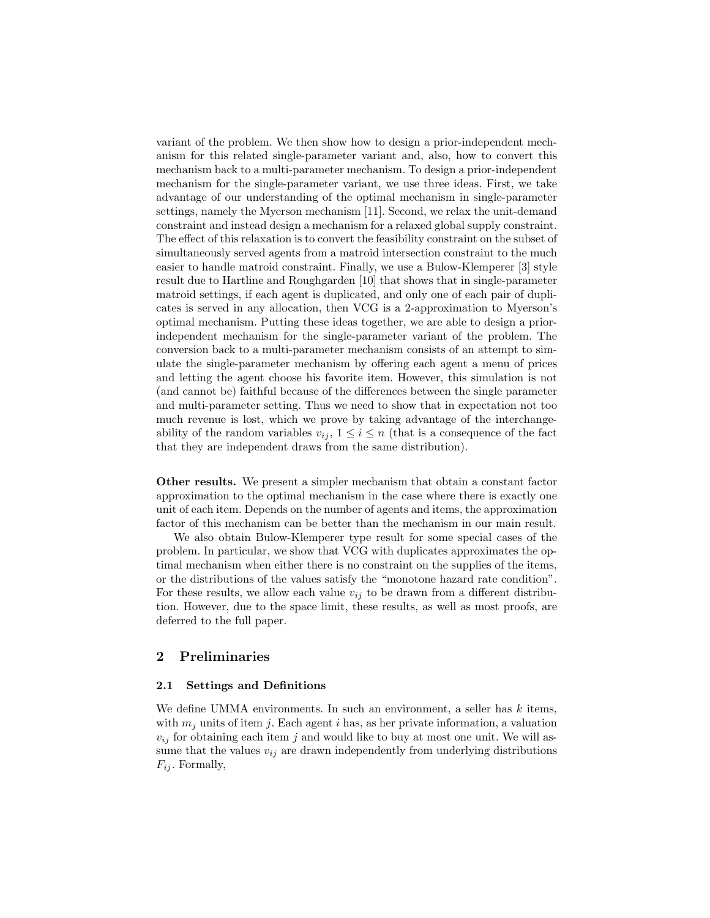variant of the problem. We then show how to design a prior-independent mechanism for this related single-parameter variant and, also, how to convert this mechanism back to a multi-parameter mechanism. To design a prior-independent mechanism for the single-parameter variant, we use three ideas. First, we take advantage of our understanding of the optimal mechanism in single-parameter settings, namely the Myerson mechanism [11]. Second, we relax the unit-demand constraint and instead design a mechanism for a relaxed global supply constraint. The effect of this relaxation is to convert the feasibility constraint on the subset of simultaneously served agents from a matroid intersection constraint to the much easier to handle matroid constraint. Finally, we use a Bulow-Klemperer [3] style result due to Hartline and Roughgarden [10] that shows that in single-parameter matroid settings, if each agent is duplicated, and only one of each pair of duplicates is served in any allocation, then VCG is a 2-approximation to Myerson's optimal mechanism. Putting these ideas together, we are able to design a prior-independent mechanism for the single-parameter variant of the problem. The conversion back to a multi-parameter mechanism consists of an attempt to simulate the single-parameter mechanism by offering each agent a menu of prices and letting the agent choose his favorite item. However, this simulation is not (and cannot be) faithful because of the differences between the single parameter and multi-parameter setting. Thus we need to show that in expectation not too much revenue is lost, which we prove by taking advantage of the interchangeability of the random variables $v_{ij}$, $1 \leq i \leq n$ (that is a consequence of the fact that they are independent draws from the same distribution).

**Other results.** We present a simpler mechanism that obtain a constant factor approximation to the optimal mechanism in the case where there is exactly one unit of each item. Depends on the number of agents and items, the approximation factor of this mechanism can be better than the mechanism in our main result.

We also obtain Bulow-Klemperer type result for some special cases of the problem. In particular, we show that VCG with duplicates approximates the optimal mechanism when either there is no constraint on the supplies of the items, or the distributions of the values satisfy the "monotone hazard rate condition". For these results, we allow each value $v_{ij}$ to be drawn from a different distribution. However, due to the space limit, these results, as well as most proofs, are deferred to the full paper.

## 2 Preliminaries

### 2.1 Settings and Definitions

We define UMMA environments. In such an environment, a seller has $k$ items, with $m_j$ units of item $j$. Each agent $i$ has, as her private information, a valuation $v_{ij}$ for obtaining each item $j$ and would like to buy at most one unit. We will assume that the values $v_{ij}$ are drawn independently from underlying distributions $F_{ij}$. Formally,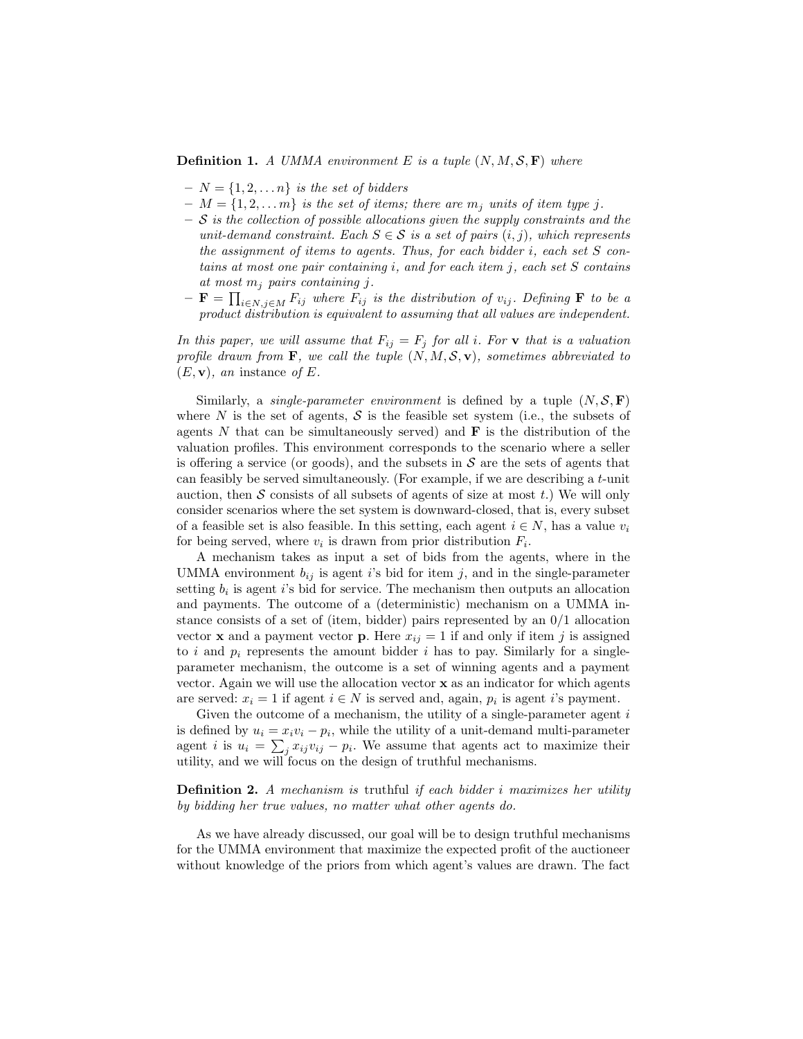**Definition 1.** *A UMMA environment $E$ is a tuple $(N, M, \mathcal{S}, \mathbf{F})$ where*

- *$N = \{1, 2, \ldots n\}$ is the set of bidders*
- *$M = \{1, 2, \ldots m\}$ is the set of items; there are $m_j$ units of item type $j$.*
- *$\mathcal{S}$ is the collection of possible allocations given the supply constraints and the unit-demand constraint. Each $S \in \mathcal{S}$ is a set of pairs $(i, j)$, which represents the assignment of items to agents. Thus, for each bidder $i$, each set $S$ contains at most one pair containing $i$, and for each item $j$, each set $S$ contains at most $m_j$ pairs containing $j$.*
- *$\mathbf{F} = \prod_{i \in N, j \in M} F_{ij}$ where $F_{ij}$ is the distribution of $v_{ij}$. Defining $\mathbf{F}$ to be a product distribution is equivalent to assuming that all values are independent.*

*In this paper, we will assume that $F_{ij} = F_j$ for all $i$. For $\mathbf{v}$ that is a valuation profile drawn from $\mathbf{F}$, we call the tuple $(N, M, \mathcal{S}, \mathbf{v})$, sometimes abbreviated to $(E, \mathbf{v})$, an* instance *of $E$.*

Similarly, a *single-parameter environment* is defined by a tuple $(N, \mathcal{S}, \mathbf{F})$ where $N$ is the set of agents, $\mathcal{S}$ is the feasible set system (i.e., the subsets of agents $N$ that can be simultaneously served) and $\mathbf{F}$ is the distribution of the valuation profiles. This environment corresponds to the scenario where a seller is offering a service (or goods), and the subsets in $\mathcal{S}$ are the sets of agents that can feasibly be served simultaneously. (For example, if we are describing a $t$-unit auction, then $\mathcal{S}$ consists of all subsets of agents of size at most $t$.) We will only consider scenarios where the set system is downward-closed, that is, every subset of a feasible set is also feasible. In this setting, each agent $i \in N$, has a value $v_i$ for being served, where $v_i$ is drawn from prior distribution $F_i$.

A mechanism takes as input a set of bids from the agents, where in the UMMA environment $b_{ij}$ is agent $i$'s bid for item $j$, and in the single-parameter setting $b_i$ is agent $i$'s bid for service. The mechanism then outputs an allocation and payments. The outcome of a (deterministic) mechanism on a UMMA instance consists of a set of (item, bidder) pairs represented by an 0/1 allocation vector $\mathbf{x}$ and a payment vector $\mathbf{p}$. Here $x_{ij} = 1$ if and only if item $j$ is assigned to $i$ and $p_i$ represents the amount bidder $i$ has to pay. Similarly for a single-parameter mechanism, the outcome is a set of winning agents and a payment vector. Again we will use the allocation vector $\mathbf{x}$ as an indicator for which agents are served: $x_i = 1$ if agent $i \in N$ is served and, again, $p_i$ is agent $i$'s payment.

Given the outcome of a mechanism, the utility of a single-parameter agent $i$ is defined by $u_i = x_i v_i - p_i$, while the utility of a unit-demand multi-parameter agent $i$ is $u_i = \sum_j x_{ij} v_{ij} - p_i$. We assume that agents act to maximize their utility, and we will focus on the design of truthful mechanisms.

**Definition 2.** *A mechanism is* truthful *if each bidder $i$ maximizes her utility by bidding her true values, no matter what other agents do.*

As we have already discussed, our goal will be to design truthful mechanisms for the UMMA environment that maximize the expected profit of the auctioneer without knowledge of the priors from which agent's values are drawn. The fact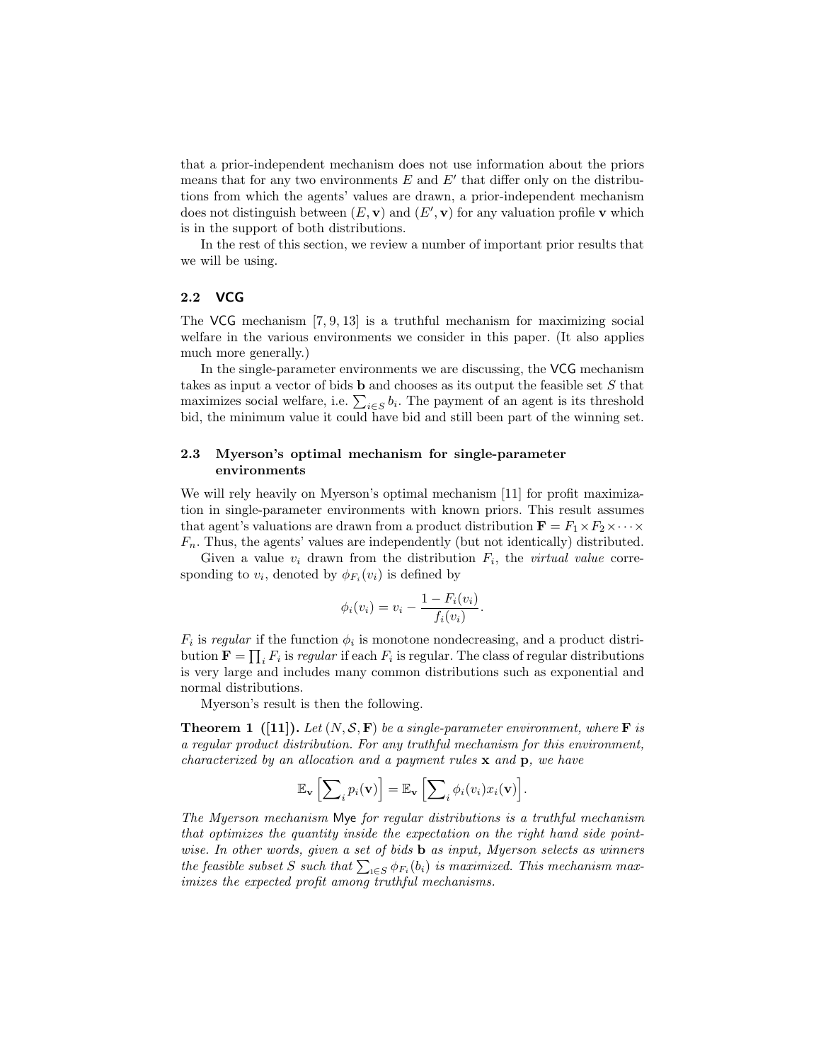that a prior-independent mechanism does not use information about the priors means that for any two environments $E$ and $E'$ that differ only on the distributions from which the agents' values are drawn, a prior-independent mechanism does not distinguish between $(E, \mathbf{v})$ and $(E', \mathbf{v})$ for any valuation profile $\mathbf{v}$ which is in the support of both distributions.

In the rest of this section, we review a number of important prior results that we will be using.

### 2.2 VCG

The VCG mechanism [7, 9, 13] is a truthful mechanism for maximizing social welfare in the various environments we consider in this paper. (It also applies much more generally.)

In the single-parameter environments we are discussing, the VCG mechanism takes as input a vector of bids $\mathbf{b}$ and chooses as its output the feasible set $S$ that maximizes social welfare, i.e. $\sum_{i \in S} b_i$. The payment of an agent is its threshold bid, the minimum value it could have bid and still been part of the winning set.

### 2.3 Myerson's optimal mechanism for single-parameter environments

We will rely heavily on Myerson's optimal mechanism [11] for profit maximization in single-parameter environments with known priors. This result assumes that agent's valuations are drawn from a product distribution $\mathbf{F} = F_1 \times F_2 \times \cdots \times F_n$. Thus, the agents' values are independently (but not identically) distributed.

Given a value $v_i$ drawn from the distribution $F_i$, the *virtual value* corresponding to $v_i$, denoted by $\phi_{F_i}(v_i)$ is defined by

$$\phi_i(v_i) = v_i - \frac{1 - F_i(v_i)}{f_i(v_i)}.$$

$F_i$ is *regular* if the function $\phi_i$ is monotone nondecreasing, and a product distribution $\mathbf{F} = \prod_i F_i$ is *regular* if each $F_i$ is regular. The class of regular distributions is very large and includes many common distributions such as exponential and normal distributions.

Myerson's result is then the following.

**Theorem 1 ([11]).** *Let $(N, \mathcal{S}, \mathbf{F})$ be a single-parameter environment, where $\mathbf{F}$ is a regular product distribution. For any truthful mechanism for this environment, characterized by an allocation and a payment rules $\mathbf{x}$ and $\mathbf{p}$, we have*

$$\mathbb{E}_{\mathbf{v}}\left[\sum\nolimits_i p_i(\mathbf{v})\right] = \mathbb{E}_{\mathbf{v}}\left[\sum\nolimits_i \phi_i(v_i) x_i(\mathbf{v})\right].$$

*The Myerson mechanism* Mye *for regular distributions is a truthful mechanism that optimizes the quantity inside the expectation on the right hand side pointwise. In other words, given a set of bids $\mathbf{b}$ as input, Myerson selects as winners the feasible subset $S$ such that $\sum_{i \in S} \phi_{F_i}(b_i)$ is maximized. This mechanism maximizes the expected profit among truthful mechanisms.*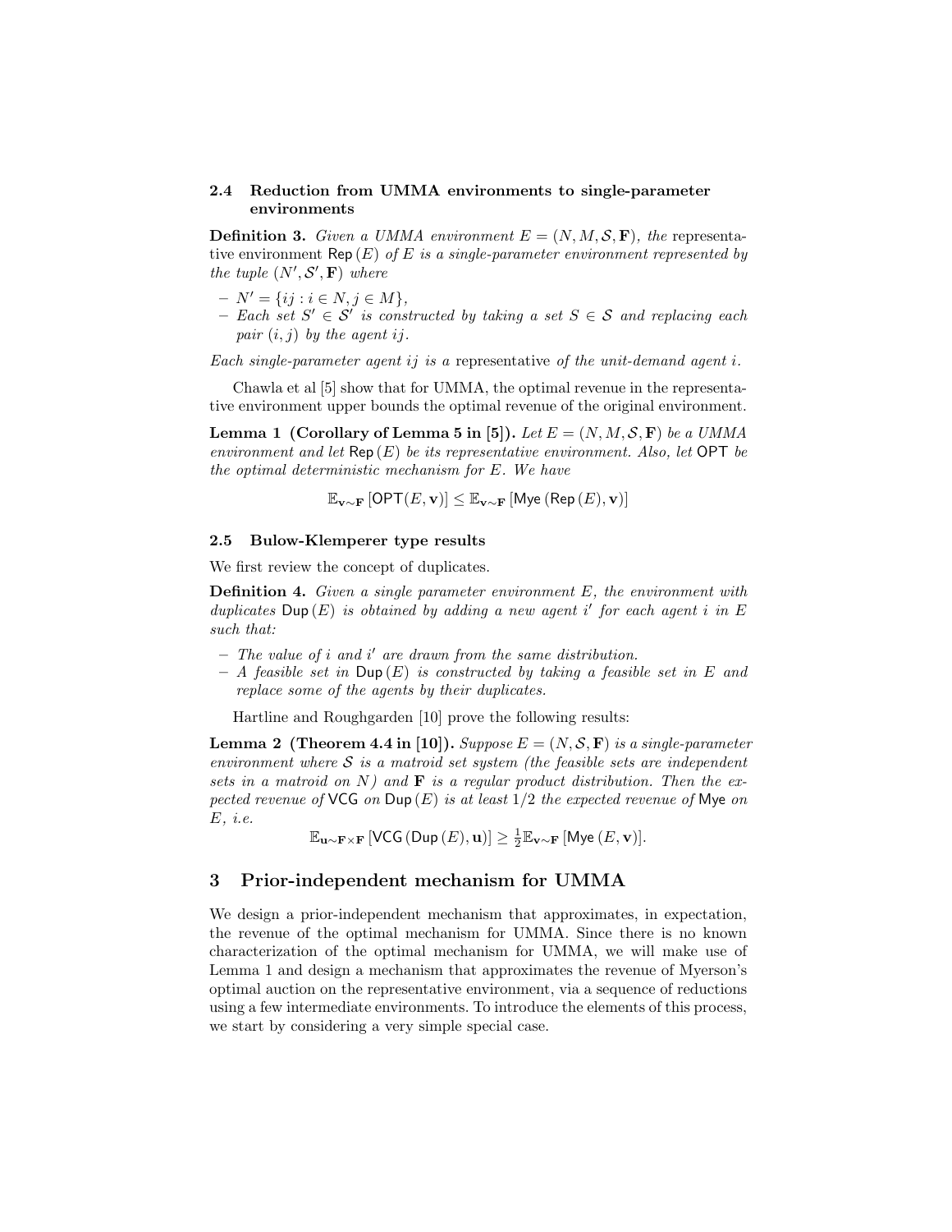### 2.4 Reduction from UMMA environments to single-parameter environments

**Definition 3.** *Given a UMMA environment $E = (N, M, \mathcal{S}, \mathbf{F})$, the* representative environment $\mathsf{Rep}(E)$ *of $E$ is a single-parameter environment represented by the tuple $(N', \mathcal{S}', \mathbf{F})$ where*

- *$N' = \{ij : i \in N, j \in M\}$,*
- *Each set $S' \in \mathcal{S}'$ is constructed by taking a set $S \in \mathcal{S}$ and replacing each pair $(i, j)$ by the agent $ij$.*

*Each single-parameter agent $ij$ is a* representative *of the unit-demand agent $i$.*

Chawla et al [5] show that for UMMA, the optimal revenue in the representative environment upper bounds the optimal revenue of the original environment.

**Lemma 1 (Corollary of Lemma 5 in [5]).** *Let $E = (N, M, \mathcal{S}, \mathbf{F})$ be a UMMA environment and let $\mathsf{Rep}(E)$ be its representative environment. Also, let $\mathsf{OPT}$ be the optimal deterministic mechanism for $E$. We have*

$$\mathbb{E}_{\mathbf{v}\sim\mathbf{F}}[\mathsf{OPT}(E, \mathbf{v})] \le \mathbb{E}_{\mathbf{v}\sim\mathbf{F}}[\mathsf{Mye}(\mathsf{Rep}(E), \mathbf{v})]$$

### 2.5 Bulow-Klemperer type results

We first review the concept of duplicates.

**Definition 4.** *Given a single parameter environment $E$, the environment with duplicates $\mathsf{Dup}(E)$ is obtained by adding a new agent $i'$ for each agent $i$ in $E$ such that:*

- *The value of $i$ and $i'$ are drawn from the same distribution.*
- *A feasible set in $\mathsf{Dup}(E)$ is constructed by taking a feasible set in $E$ and replace some of the agents by their duplicates.*

Hartline and Roughgarden [10] prove the following results:

**Lemma 2 (Theorem 4.4 in [10]).** *Suppose $E = (N, \mathcal{S}, \mathbf{F})$ is a single-parameter environment where $\mathcal{S}$ is a matroid set system (the feasible sets are independent sets in a matroid on $N$) and $\mathbf{F}$ is a regular product distribution. Then the expected revenue of $\mathsf{VCG}$ on $\mathsf{Dup}(E)$ is at least $1/2$ the expected revenue of $\mathsf{Mye}$ on $E$, i.e.*

$$\mathbb{E}_{\mathbf{u}\sim\mathbf{F}\times\mathbf{F}}[\mathsf{VCG}(\mathsf{Dup}(E), \mathbf{u})] \ge \tfrac{1}{2}\mathbb{E}_{\mathbf{v}\sim\mathbf{F}}[\mathsf{Mye}(E, \mathbf{v})].$$

## 3 Prior-independent mechanism for UMMA

We design a prior-independent mechanism that approximates, in expectation, the revenue of the optimal mechanism for UMMA. Since there is no known characterization of the optimal mechanism for UMMA, we will make use of Lemma 1 and design a mechanism that approximates the revenue of Myerson's optimal auction on the representative environment, via a sequence of reductions using a few intermediate environments. To introduce the elements of this process, we start by considering a very simple special case.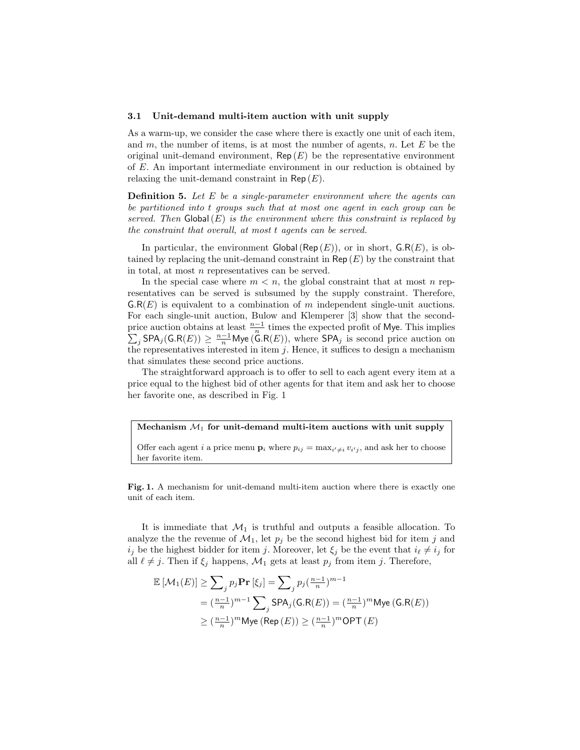### 3.1 Unit-demand multi-item auction with unit supply

As a warm-up, we consider the case where there is exactly one unit of each item, and $m$, the number of items, is at most the number of agents, $n$. Let $E$ be the original unit-demand environment, $\mathsf{Rep}(E)$ be the representative environment of $E$. An important intermediate environment in our reduction is obtained by relaxing the unit-demand constraint in $\mathsf{Rep}(E)$.

**Definition 5.** *Let $E$ be a single-parameter environment where the agents can be partitioned into $t$ groups such that at most one agent in each group can be served. Then $\mathsf{Global}(E)$ is the environment where this constraint is replaced by the constraint that overall, at most $t$ agents can be served.*

In particular, the environment $\mathsf{Global}(\mathsf{Rep}(E))$, or in short, $\mathsf{G.R}(E)$, is obtained by replacing the unit-demand constraint in $\mathsf{Rep}(E)$ by the constraint that in total, at most $n$ representatives can be served.

In the special case where $m < n$, the global constraint that at most $n$ representatives can be served is subsumed by the supply constraint. Therefore, $\mathsf{G.R}(E)$ is equivalent to a combination of $m$ independent single-unit auctions. For each single-unit auction, Bulow and Klemperer [3] show that the second-price auction obtains at least $\frac{n-1}{n}$ times the expected profit of $\mathsf{Mye}$. This implies $\sum_j \mathsf{SPA}_j(\mathsf{G.R}(E)) \geq \frac{n-1}{n}\mathsf{Mye}(\mathsf{G.R}(E))$, where $\mathsf{SPA}_j$ is second price auction on the representatives interested in item $j$. Hence, it suffices to design a mechanism that simulates these second price auctions.

The straightforward approach is to offer to sell to each agent every item at a price equal to the highest bid of other agents for that item and ask her to choose her favorite one, as described in Fig. 1

**Mechanism $\mathcal{M}_1$ for unit-demand multi-item auctions with unit supply**

Offer each agent $i$ a price menu $\mathbf{p}_i$ where $p_{ij} = \max_{i' \neq i} v_{i'j}$, and ask her to choose her favorite item.

**Fig. 1.** A mechanism for unit-demand multi-item auction where there is exactly one unit of each item.

It is immediate that $\mathcal{M}_1$ is truthful and outputs a feasible allocation. To analyze the the revenue of $\mathcal{M}_1$, let $p_j$ be the second highest bid for item $j$ and $i_j$ be the highest bidder for item $j$. Moreover, let $\xi_j$ be the event that $i_\ell \neq i_j$ for all $\ell \neq j$. Then if $\xi_j$ happens, $\mathcal{M}_1$ gets at least $p_j$ from item $j$. Therefore,

$$\begin{aligned}
\mathbb{E}[\mathcal{M}_1(E)] &\geq \sum_j p_j \mathbf{Pr}[\xi_j] = \sum_j p_j (\tfrac{n-1}{n})^{m-1} \\
&= (\tfrac{n-1}{n})^{m-1} \sum_j \mathsf{SPA}_j(\mathsf{G.R}(E)) = (\tfrac{n-1}{n})^{m} \mathsf{Mye}(\mathsf{G.R}(E)) \\
&\geq (\tfrac{n-1}{n})^{m} \mathsf{Mye}(\mathsf{Rep}(E)) \geq (\tfrac{n-1}{n})^{m} \mathsf{OPT}(E)
\end{aligned}$$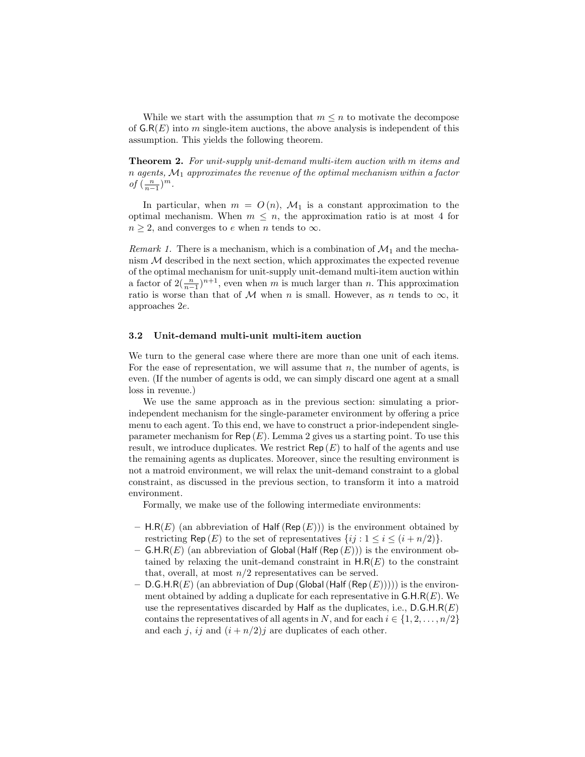While we start with the assumption that $m \leq n$ to motivate the decompose of $\mathsf{G.R}(E)$ into $m$ single-item auctions, the above analysis is independent of this assumption. This yields the following theorem.

**Theorem 2.** *For unit-supply unit-demand multi-item auction with $m$ items and $n$ agents, $\mathcal{M}_1$ approximates the revenue of the optimal mechanism within a factor of $(\frac{n}{n-1})^m$.*

In particular, when $m = O(n)$, $\mathcal{M}_1$ is a constant approximation to the optimal mechanism. When $m \leq n$, the approximation ratio is at most 4 for $n \geq 2$, and converges to $e$ when $n$ tends to $\infty$.

*Remark 1.* There is a mechanism, which is a combination of $\mathcal{M}_1$ and the mechanism $\mathcal{M}$ described in the next section, which approximates the expected revenue of the optimal mechanism for unit-supply unit-demand multi-item auction within a factor of $2(\frac{n}{n-1})^{n+1}$, even when $m$ is much larger than $n$. This approximation ratio is worse than that of $\mathcal{M}$ when $n$ is small. However, as $n$ tends to $\infty$, it approaches $2e$.

### 3.2 Unit-demand multi-unit multi-item auction

We turn to the general case where there are more than one unit of each items. For the ease of representation, we will assume that $n$, the number of agents, is even. (If the number of agents is odd, we can simply discard one agent at a small loss in revenue.)

We use the same approach as in the previous section: simulating a prior-independent mechanism for the single-parameter environment by offering a price menu to each agent. To this end, we have to construct a prior-independent single-parameter mechanism for $\mathsf{Rep}\,(E)$. Lemma 2 gives us a starting point. To use this result, we introduce duplicates. We restrict $\mathsf{Rep}\,(E)$ to half of the agents and use the remaining agents as duplicates. Moreover, since the resulting environment is not a matroid environment, we will relax the unit-demand constraint to a global constraint, as discussed in the previous section, to transform it into a matroid environment.

Formally, we make use of the following intermediate environments:

- $\mathsf{H.R}(E)$ (an abbreviation of $\mathsf{Half}\,(\mathsf{Rep}\,(E))$) is the environment obtained by restricting $\mathsf{Rep}\,(E)$ to the set of representatives $\{ij : 1 \leq i \leq (i + n/2)\}$.
- $\mathsf{G.H.R}(E)$ (an abbreviation of $\mathsf{Global}\,(\mathsf{Half}\,(\mathsf{Rep}\,(E)))$) is the environment obtained by relaxing the unit-demand constraint in $\mathsf{H.R}(E)$ to the constraint that, overall, at most $n/2$ representatives can be served.
- $\mathsf{D.G.H.R}(E)$ (an abbreviation of $\mathsf{Dup}\,(\mathsf{Global}\,(\mathsf{Half}\,(\mathsf{Rep}\,(E))))$) is the environment obtained by adding a duplicate for each representative in $\mathsf{G.H.R}(E)$. We use the representatives discarded by $\mathsf{Half}$ as the duplicates, i.e., $\mathsf{D.G.H.R}(E)$ contains the representatives of all agents in $N$, and for each $i \in \{1, 2, \ldots, n/2\}$ and each $j$, $ij$ and $(i + n/2)j$ are duplicates of each other.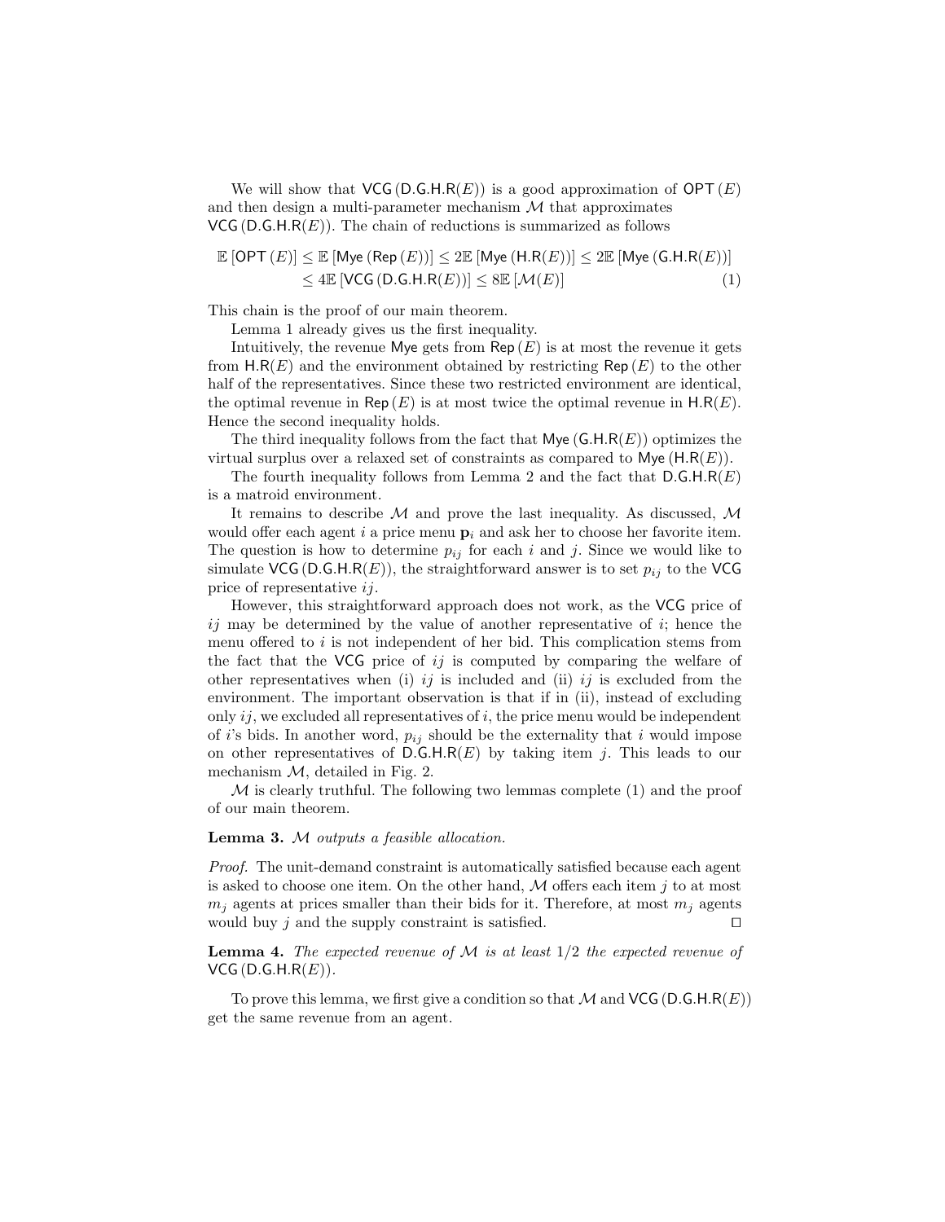We will show that $\mathsf{VCG}(\mathsf{D.G.H.R}(E))$ is a good approximation of $\mathsf{OPT}(E)$ and then design a multi-parameter mechanism $\mathcal{M}$ that approximates $\mathsf{VCG}(\mathsf{D.G.H.R}(E))$. The chain of reductions is summarized as follows

$$\begin{aligned}\mathbb{E}[\mathsf{OPT}(E)] &\leq \mathbb{E}[\mathsf{Mye}(\mathsf{Rep}(E))] \leq 2\mathbb{E}[\mathsf{Mye}(\mathsf{H.R}(E))] \leq 2\mathbb{E}[\mathsf{Mye}(\mathsf{G.H.R}(E))] \\ &\leq 4\mathbb{E}[\mathsf{VCG}(\mathsf{D.G.H.R}(E))] \leq 8\mathbb{E}[\mathcal{M}(E)] \qquad (1)\end{aligned}$$

This chain is the proof of our main theorem.

Lemma 1 already gives us the first inequality.

Intuitively, the revenue $\mathsf{Mye}$ gets from $\mathsf{Rep}(E)$ is at most the revenue it gets from $\mathsf{H.R}(E)$ and the environment obtained by restricting $\mathsf{Rep}(E)$ to the other half of the representatives. Since these two restricted environment are identical, the optimal revenue in $\mathsf{Rep}(E)$ is at most twice the optimal revenue in $\mathsf{H.R}(E)$. Hence the second inequality holds.

The third inequality follows from the fact that $\mathsf{Mye}(\mathsf{G.H.R}(E))$ optimizes the virtual surplus over a relaxed set of constraints as compared to $\mathsf{Mye}(\mathsf{H.R}(E))$.

The fourth inequality follows from Lemma 2 and the fact that $\mathsf{D.G.H.R}(E)$ is a matroid environment.

It remains to describe $\mathcal{M}$ and prove the last inequality. As discussed, $\mathcal{M}$ would offer each agent $i$ a price menu $\mathbf{p}_i$ and ask her to choose her favorite item. The question is how to determine $p_{ij}$ for each $i$ and $j$. Since we would like to simulate $\mathsf{VCG}(\mathsf{D.G.H.R}(E))$, the straightforward answer is to set $p_{ij}$ to the $\mathsf{VCG}$ price of representative $ij$.

However, this straightforward approach does not work, as the $\mathsf{VCG}$ price of $ij$ may be determined by the value of another representative of $i$; hence the menu offered to $i$ is not independent of her bid. This complication stems from the fact that the $\mathsf{VCG}$ price of $ij$ is computed by comparing the welfare of other representatives when (i) $ij$ is included and (ii) $ij$ is excluded from the environment. The important observation is that if in (ii), instead of excluding only $ij$, we excluded all representatives of $i$, the price menu would be independent of $i$'s bids. In another word, $p_{ij}$ should be the externality that $i$ would impose on other representatives of $\mathsf{D.G.H.R}(E)$ by taking item $j$. This leads to our mechanism $\mathcal{M}$, detailed in Fig. 2.

$\mathcal{M}$ is clearly truthful. The following two lemmas complete (1) and the proof of our main theorem.

**Lemma 3.** *$\mathcal{M}$ outputs a feasible allocation.*

*Proof.* The unit-demand constraint is automatically satisfied because each agent is asked to choose one item. On the other hand, $\mathcal{M}$ offers each item $j$ to at most $m_j$ agents at prices smaller than their bids for it. Therefore, at most $m_j$ agents would buy $j$ and the supply constraint is satisfied. ☐

**Lemma 4.** *The expected revenue of $\mathcal{M}$ is at least $1/2$ the expected revenue of $\mathsf{VCG}(\mathsf{D.G.H.R}(E))$.*

To prove this lemma, we first give a condition so that $\mathcal{M}$ and $\mathsf{VCG}(\mathsf{D.G.H.R}(E))$ get the same revenue from an agent.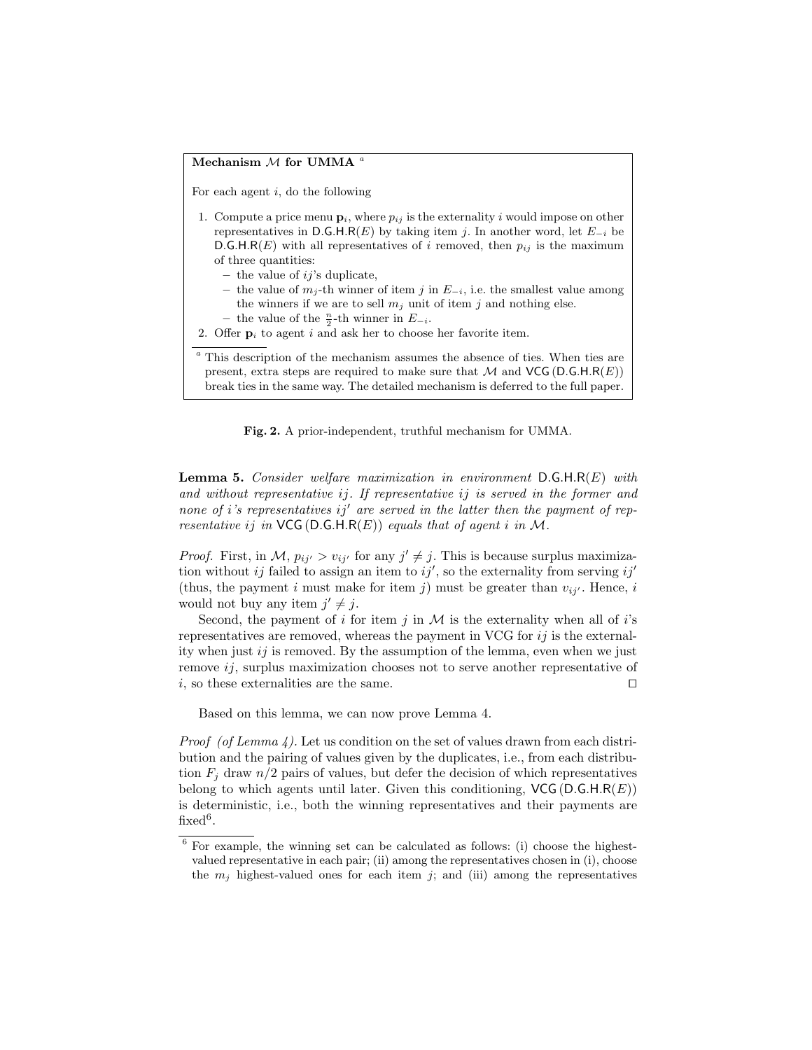**Mechanism $\mathcal{M}$ for UMMA** [a]

For each agent $i$, do the following

1. Compute a price menu $\mathbf{p}_i$, where $p_{ij}$ is the externality $i$ would impose on other representatives in $\mathsf{D.G.H.R}(E)$ by taking item $j$. In another word, let $E_{-i}$ be $\mathsf{D.G.H.R}(E)$ with all representatives of $i$ removed, then $p_{ij}$ is the maximum of three quantities:
   - the value of $ij$'s duplicate,
   - the value of $m_j$-th winner of item $j$ in $E_{-i}$, i.e. the smallest value among the winners if we are to sell $m_j$ unit of item $j$ and nothing else.
   - the value of the $\frac{n}{2}$-th winner in $E_{-i}$.
2. Offer $\mathbf{p}_i$ to agent $i$ and ask her to choose her favorite item.

[a] This description of the mechanism assumes the absence of ties. When ties are present, extra steps are required to make sure that $\mathcal{M}$ and $\mathsf{VCG}(\mathsf{D.G.H.R}(E))$ break ties in the same way. The detailed mechanism is deferred to the full paper.

**Fig. 2.** A prior-independent, truthful mechanism for UMMA.

**Lemma 5.** *Consider welfare maximization in environment $\mathsf{D.G.H.R}(E)$ with and without representative $ij$. If representative $ij$ is served in the former and none of $i$'s representatives $ij'$ are served in the latter then the payment of representative $ij$ in $\mathsf{VCG}(\mathsf{D.G.H.R}(E))$ equals that of agent $i$ in $\mathcal{M}$.*

*Proof.* First, in $\mathcal{M}$, $p_{ij'} > v_{ij'}$ for any $j' \neq j$. This is because surplus maximization without $ij$ failed to assign an item to $ij'$, so the externality from serving $ij'$ (thus, the payment $i$ must make for item $j$) must be greater than $v_{ij'}$. Hence, $i$ would not buy any item $j' \neq j$.

Second, the payment of $i$ for item $j$ in $\mathcal{M}$ is the externality when all of $i$'s representatives are removed, whereas the payment in VCG for $ij$ is the externality when just $ij$ is removed. By the assumption of the lemma, even when we just remove $ij$, surplus maximization chooses not to serve another representative of $i$, so these externalities are the same. □

Based on this lemma, we can now prove Lemma 4.

*Proof (of Lemma 4).* Let us condition on the set of values drawn from each distribution and the pairing of values given by the duplicates, i.e., from each distribution $F_j$ draw $n/2$ pairs of values, but defer the decision of which representatives belong to which agents until later. Given this conditioning, $\mathsf{VCG}(\mathsf{D.G.H.R}(E))$ is deterministic, i.e., both the winning representatives and their payments are fixed[6].

[6] For example, the winning set can be calculated as follows: (i) choose the highest-valued representative in each pair; (ii) among the representatives chosen in (i), choose the $m_j$ highest-valued ones for each item $j$; and (iii) among the representatives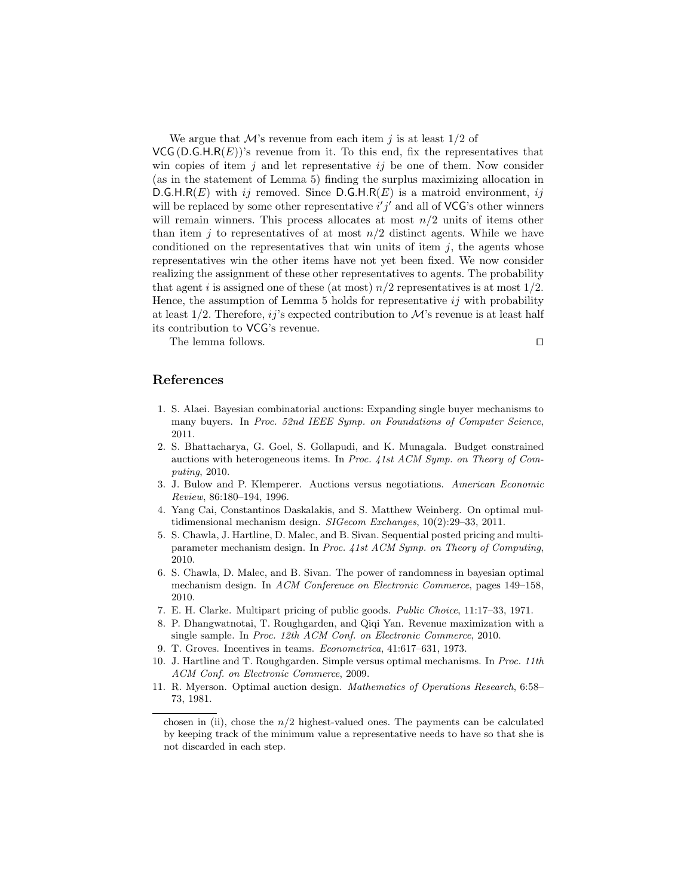We argue that $\mathcal{M}$'s revenue from each item $j$ is at least $1/2$ of $\mathsf{VCG}(\mathsf{D.G.H.R}(E))$'s revenue from it. To this end, fix the representatives that win copies of item $j$ and let representative $ij$ be one of them. Now consider (as in the statement of Lemma 5) finding the surplus maximizing allocation in $\mathsf{D.G.H.R}(E)$ with $ij$ removed. Since $\mathsf{D.G.H.R}(E)$ is a matroid environment, $ij$ will be replaced by some other representative $i'j'$ and all of $\mathsf{VCG}$'s other winners will remain winners. This process allocates at most $n/2$ units of items other than item $j$ to representatives of at most $n/2$ distinct agents. While we have conditioned on the representatives that win units of item $j$, the agents whose representatives win the other items have not yet been fixed. We now consider realizing the assignment of these other representatives to agents. The probability that agent $i$ is assigned one of these (at most) $n/2$ representatives is at most $1/2$. Hence, the assumption of Lemma 5 holds for representative $ij$ with probability at least $1/2$. Therefore, $ij$'s expected contribution to $\mathcal{M}$'s revenue is at least half its contribution to $\mathsf{VCG}$'s revenue.

The lemma follows. □

## References

1. S. Alaei. Bayesian combinatorial auctions: Expanding single buyer mechanisms to many buyers. In *Proc. 52nd IEEE Symp. on Foundations of Computer Science*, 2011.
2. S. Bhattacharya, G. Goel, S. Gollapudi, and K. Munagala. Budget constrained auctions with heterogeneous items. In *Proc. 41st ACM Symp. on Theory of Computing*, 2010.
3. J. Bulow and P. Klemperer. Auctions versus negotiations. *American Economic Review*, 86:180–194, 1996.
4. Yang Cai, Constantinos Daskalakis, and S. Matthew Weinberg. On optimal multidimensional mechanism design. *SIGecom Exchanges*, 10(2):29–33, 2011.
5. S. Chawla, J. Hartline, D. Malec, and B. Sivan. Sequential posted pricing and multi-parameter mechanism design. In *Proc. 41st ACM Symp. on Theory of Computing*, 2010.
6. S. Chawla, D. Malec, and B. Sivan. The power of randomness in bayesian optimal mechanism design. In *ACM Conference on Electronic Commerce*, pages 149–158, 2010.
7. E. H. Clarke. Multipart pricing of public goods. *Public Choice*, 11:17–33, 1971.
8. P. Dhangwatnotai, T. Roughgarden, and Qiqi Yan. Revenue maximization with a single sample. In *Proc. 12th ACM Conf. on Electronic Commerce*, 2010.
9. T. Groves. Incentives in teams. *Econometrica*, 41:617–631, 1973.
10. J. Hartline and T. Roughgarden. Simple versus optimal mechanisms. In *Proc. 11th ACM Conf. on Electronic Commerce*, 2009.
11. R. Myerson. Optimal auction design. *Mathematics of Operations Research*, 6:58–73, 1981.

chosen in (ii), chose the $n/2$ highest-valued ones. The payments can be calculated by keeping track of the minimum value a representative needs to have so that she is not discarded in each step.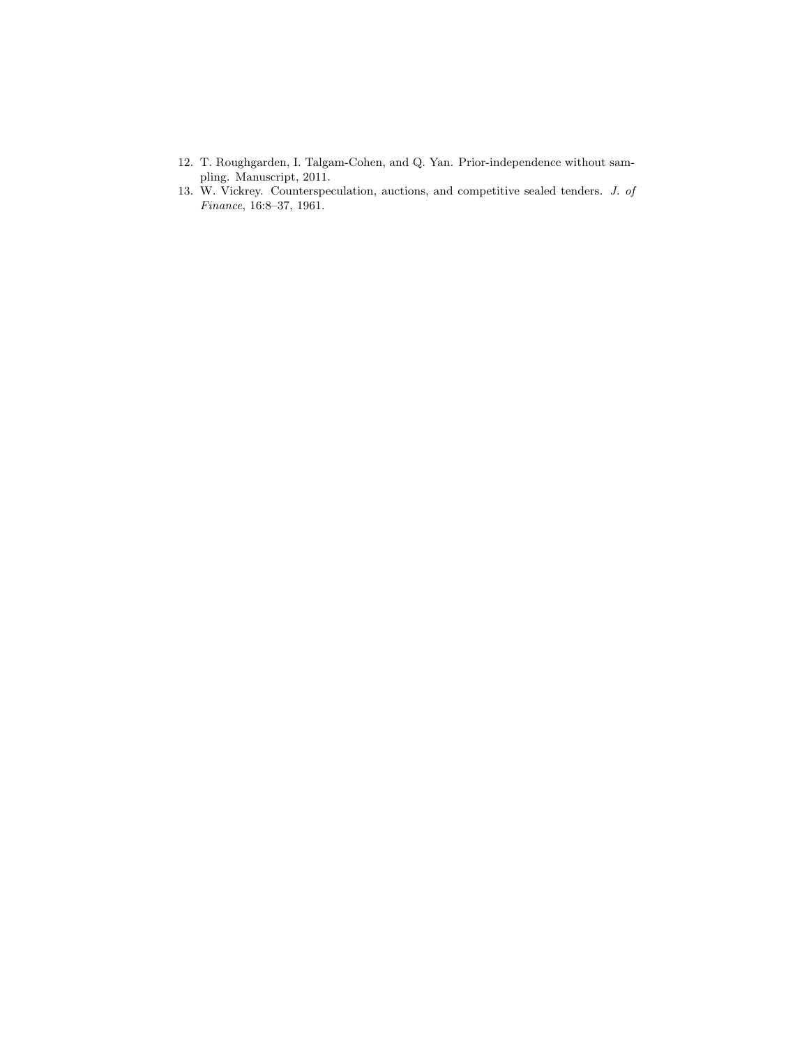12. T. Roughgarden, I. Talgam-Cohen, and Q. Yan. Prior-independence without sampling. Manuscript, 2011.
13. W. Vickrey. Counterspeculation, auctions, and competitive sealed tenders. *J. of Finance*, 16:8–37, 1961.